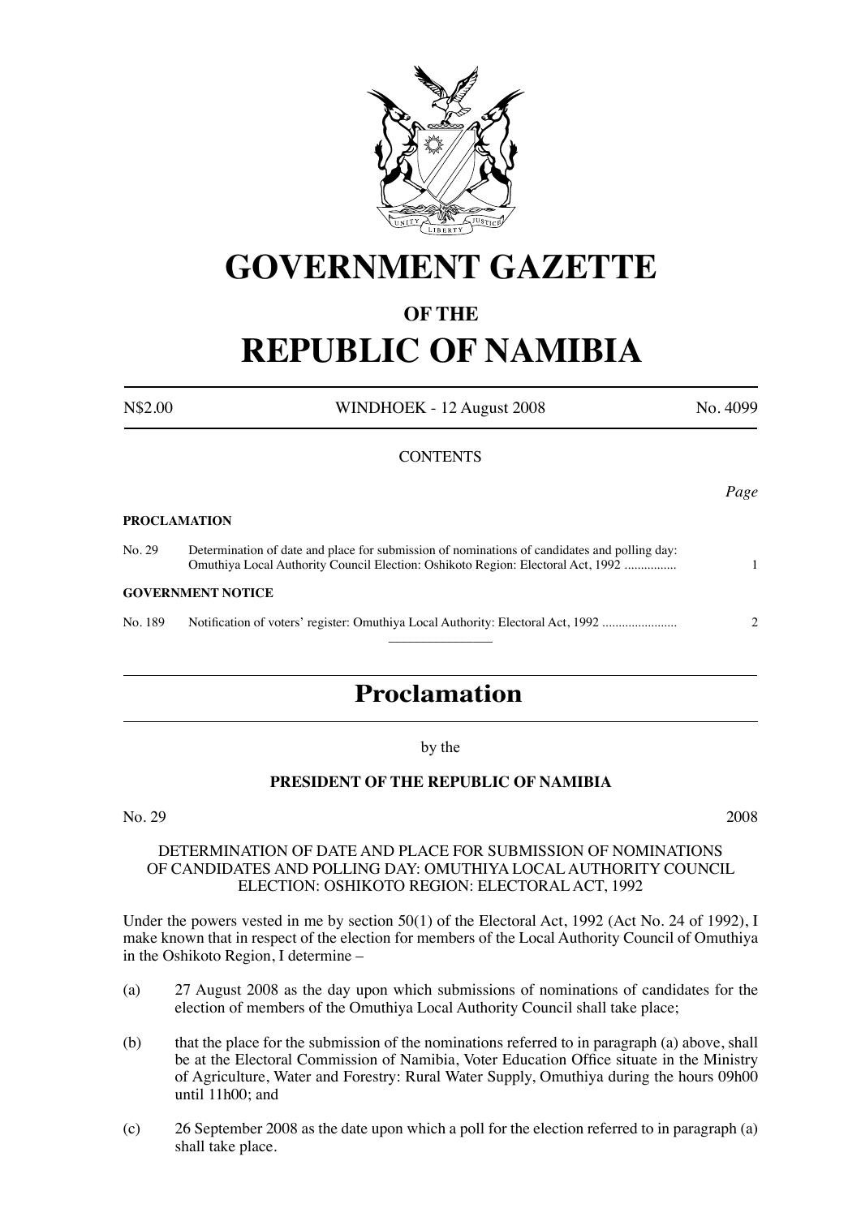# GOVERNMENT GAZETTE

## OF THE

# REPUBLIC OF NAMIBIA

N$2.00 WINDHOEK - 12 August 2008 No. 4099

CONTENTS

*Page*

**PROCLAMATION**

No. 29 Determination of date and place for submission of nominations of candidates and polling day: Omuthiya Local Authority Council Election: Oshikoto Region: Electoral Act, 1992 ................ 1

**GOVERNMENT NOTICE**

No. 189 Notification of voters' register: Omuthiya Local Authority: Electoral Act, 1992 ....................... 2

---

# Proclamation

by the

**PRESIDENT OF THE REPUBLIC OF NAMIBIA**

No. 29 2008

DETERMINATION OF DATE AND PLACE FOR SUBMISSION OF NOMINATIONS OF CANDIDATES AND POLLING DAY: OMUTHIYA LOCAL AUTHORITY COUNCIL ELECTION: OSHIKOTO REGION: ELECTORAL ACT, 1992

Under the powers vested in me by section 50(1) of the Electoral Act, 1992 (Act No. 24 of 1992), I make known that in respect of the election for members of the Local Authority Council of Omuthiya in the Oshikoto Region, I determine –

(a) 27 August 2008 as the day upon which submissions of nominations of candidates for the election of members of the Omuthiya Local Authority Council shall take place;

(b) that the place for the submission of the nominations referred to in paragraph (a) above, shall be at the Electoral Commission of Namibia, Voter Education Office situate in the Ministry of Agriculture, Water and Forestry: Rural Water Supply, Omuthiya during the hours 09h00 until 11h00; and

(c) 26 September 2008 as the date upon which a poll for the election referred to in paragraph (a) shall take place.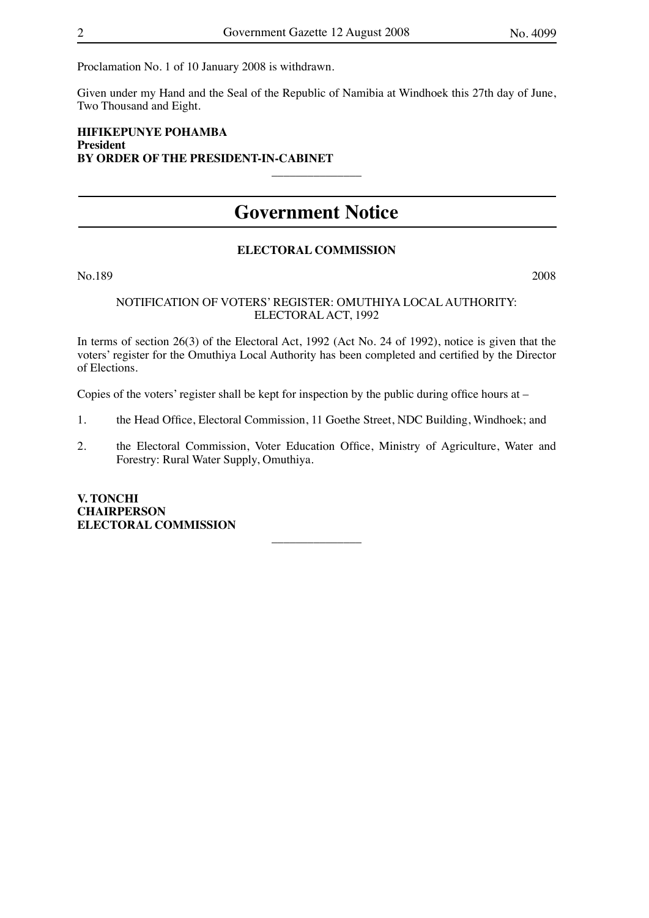Proclamation No. 1 of 10 January 2008 is withdrawn.

Given under my Hand and the Seal of the Republic of Namibia at Windhoek this 27th day of June, Two Thousand and Eight.

**HIFIKEPUNYE POHAMBA**
**President**
**BY ORDER OF THE PRESIDENT-IN-CABINET**

---

# Government Notice

## ELECTORAL COMMISSION

No.189 2008

NOTIFICATION OF VOTERS' REGISTER: OMUTHIYA LOCAL AUTHORITY: ELECTORAL ACT, 1992

In terms of section 26(3) of the Electoral Act, 1992 (Act No. 24 of 1992), notice is given that the voters' register for the Omuthiya Local Authority has been completed and certified by the Director of Elections.

Copies of the voters' register shall be kept for inspection by the public during office hours at –

1. the Head Office, Electoral Commission, 11 Goethe Street, NDC Building, Windhoek; and

2. the Electoral Commission, Voter Education Office, Ministry of Agriculture, Water and Forestry: Rural Water Supply, Omuthiya.

**V. TONCHI**
**CHAIRPERSON**
**ELECTORAL COMMISSION**

---